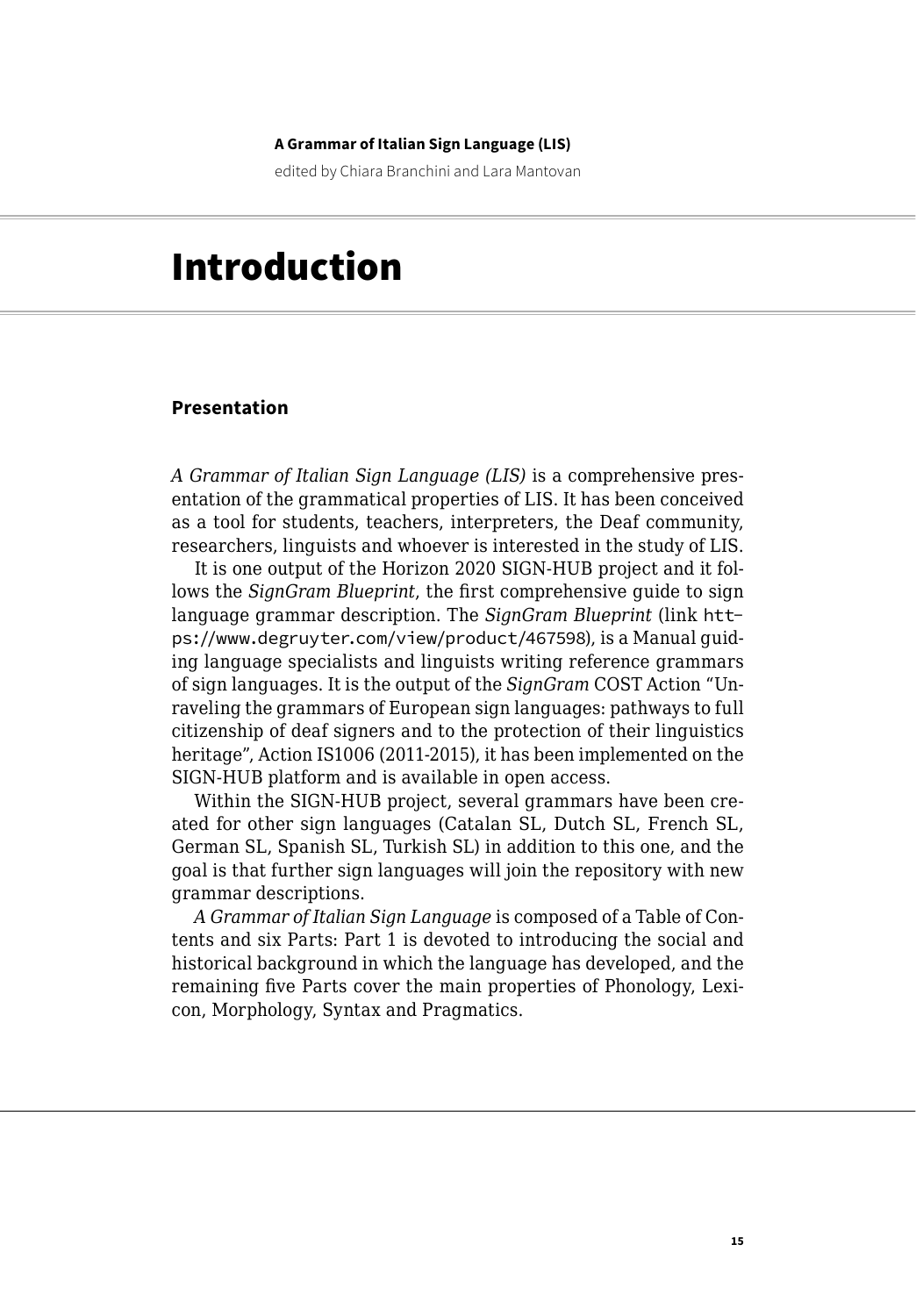# Introduction

## Presentation

*A Grammar of Italian Sign Language (LIS)* is a comprehensive presentation of the grammatical properties of LIS. It has been conceived as a tool for students, teachers, interpreters, the Deaf community, researchers, linguists and whoever is interested in the study of LIS.

It is one output of the Horizon 2020 SIGN-HUB project and it follows the *SignGram Blueprint*, the first comprehensive guide to sign language grammar description. The *SignGram Blueprint* (link https://www.degruyter.com/view/product/467598), is a Manual guiding language specialists and linguists writing reference grammars of sign languages. It is the output of the *SignGram* COST Action "Unraveling the grammars of European sign languages: pathways to full citizenship of deaf signers and to the protection of their linguistics heritage", Action IS1006 (2011-2015), it has been implemented on the SIGN-HUB platform and is available in open access.

Within the SIGN-HUB project, several grammars have been created for other sign languages (Catalan SL, Dutch SL, French SL, German SL, Spanish SL, Turkish SL) in addition to this one, and the goal is that further sign languages will join the repository with new grammar descriptions.

*A Grammar of Italian Sign Language* is composed of a Table of Contents and six Parts: Part 1 is devoted to introducing the social and historical background in which the language has developed, and the remaining five Parts cover the main properties of Phonology, Lexicon, Morphology, Syntax and Pragmatics.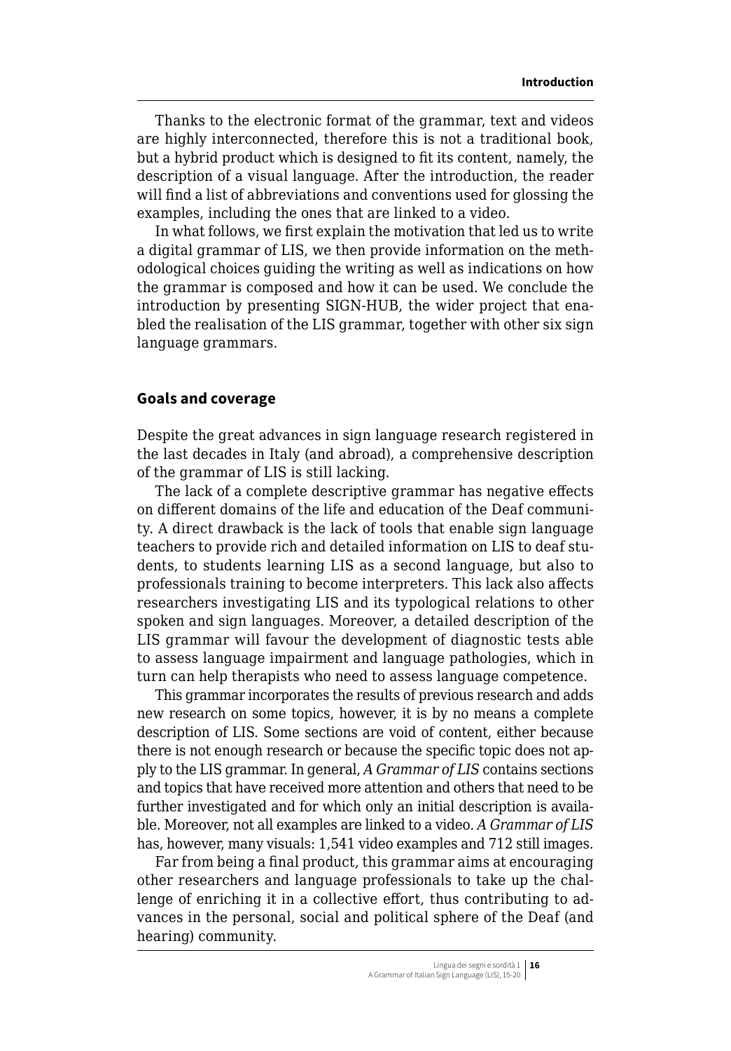Thanks to the electronic format of the grammar, text and videos are highly interconnected, therefore this is not a traditional book, but a hybrid product which is designed to fit its content, namely, the description of a visual language. After the introduction, the reader will find a list of abbreviations and conventions used for glossing the examples, including the ones that are linked to a video.

In what follows, we first explain the motivation that led us to write a digital grammar of LIS, we then provide information on the methodological choices guiding the writing as well as indications on how the grammar is composed and how it can be used. We conclude the introduction by presenting SIGN-HUB, the wider project that enabled the realisation of the LIS grammar, together with other six sign language grammars.

## Goals and coverage

Despite the great advances in sign language research registered in the last decades in Italy (and abroad), a comprehensive description of the grammar of LIS is still lacking.

The lack of a complete descriptive grammar has negative effects on different domains of the life and education of the Deaf community. A direct drawback is the lack of tools that enable sign language teachers to provide rich and detailed information on LIS to deaf students, to students learning LIS as a second language, but also to professionals training to become interpreters. This lack also affects researchers investigating LIS and its typological relations to other spoken and sign languages. Moreover, a detailed description of the LIS grammar will favour the development of diagnostic tests able to assess language impairment and language pathologies, which in turn can help therapists who need to assess language competence.

This grammar incorporates the results of previous research and adds new research on some topics, however, it is by no means a complete description of LIS. Some sections are void of content, either because there is not enough research or because the specific topic does not apply to the LIS grammar. In general, *A Grammar of LIS* contains sections and topics that have received more attention and others that need to be further investigated and for which only an initial description is available. Moreover, not all examples are linked to a video. *A Grammar of LIS* has, however, many visuals: 1,541 video examples and 712 still images.

Far from being a final product, this grammar aims at encouraging other researchers and language professionals to take up the challenge of enriching it in a collective effort, thus contributing to advances in the personal, social and political sphere of the Deaf (and hearing) community.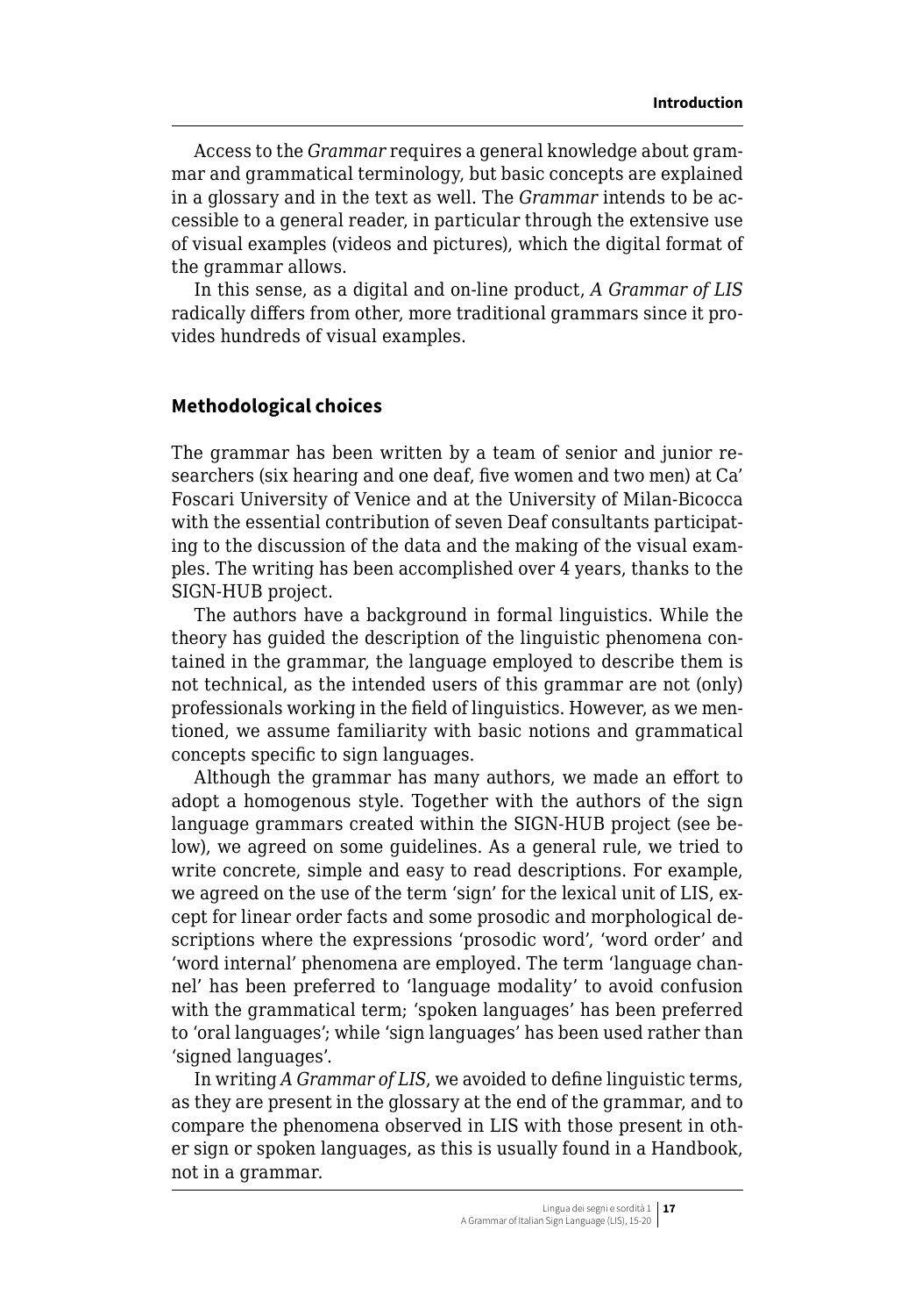Access to the *Grammar* requires a general knowledge about grammar and grammatical terminology, but basic concepts are explained in a glossary and in the text as well. The *Grammar* intends to be accessible to a general reader, in particular through the extensive use of visual examples (videos and pictures), which the digital format of the grammar allows.

In this sense, as a digital and on-line product, *A Grammar of LIS* radically differs from other, more traditional grammars since it provides hundreds of visual examples.

## Methodological choices

The grammar has been written by a team of senior and junior researchers (six hearing and one deaf, five women and two men) at Ca' Foscari University of Venice and at the University of Milan-Bicocca with the essential contribution of seven Deaf consultants participating to the discussion of the data and the making of the visual examples. The writing has been accomplished over 4 years, thanks to the SIGN-HUB project.

The authors have a background in formal linguistics. While the theory has guided the description of the linguistic phenomena contained in the grammar, the language employed to describe them is not technical, as the intended users of this grammar are not (only) professionals working in the field of linguistics. However, as we mentioned, we assume familiarity with basic notions and grammatical concepts specific to sign languages.

Although the grammar has many authors, we made an effort to adopt a homogenous style. Together with the authors of the sign language grammars created within the SIGN-HUB project (see below), we agreed on some guidelines. As a general rule, we tried to write concrete, simple and easy to read descriptions. For example, we agreed on the use of the term 'sign' for the lexical unit of LIS, except for linear order facts and some prosodic and morphological descriptions where the expressions 'prosodic word', 'word order' and 'word internal' phenomena are employed. The term 'language channel' has been preferred to 'language modality' to avoid confusion with the grammatical term; 'spoken languages' has been preferred to 'oral languages'; while 'sign languages' has been used rather than 'signed languages'.

In writing *A Grammar of LIS*, we avoided to define linguistic terms, as they are present in the glossary at the end of the grammar, and to compare the phenomena observed in LIS with those present in other sign or spoken languages, as this is usually found in a Handbook, not in a grammar.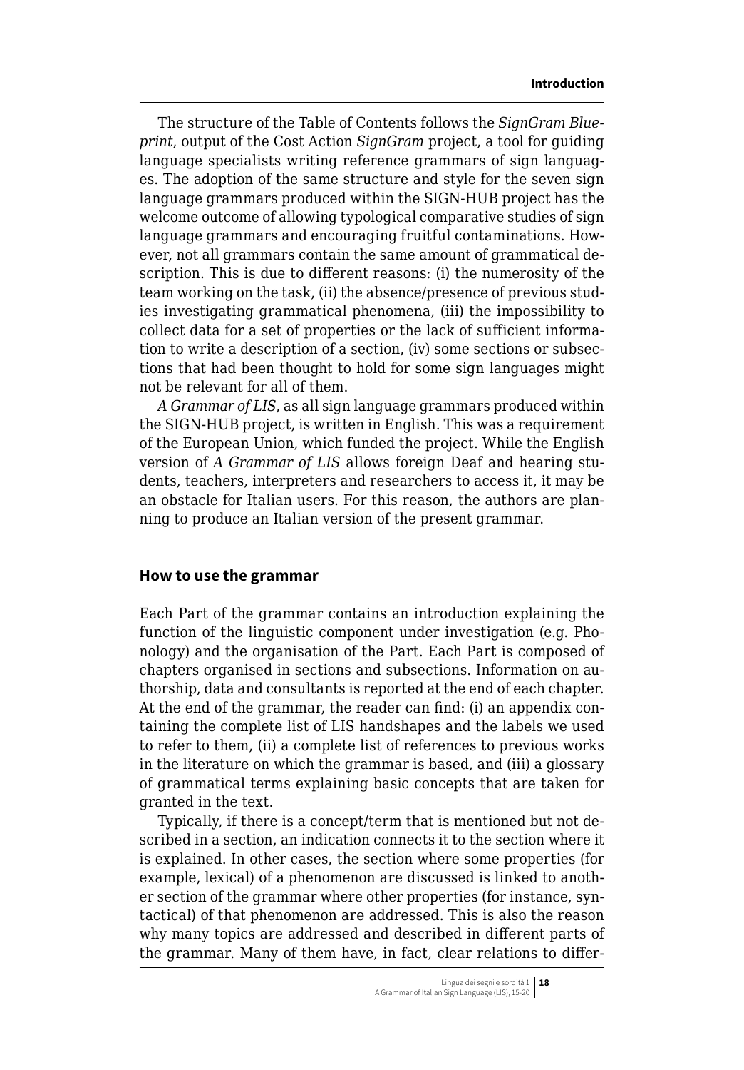The structure of the Table of Contents follows the *SignGram Blueprint*, output of the Cost Action *SignGram* project, a tool for guiding language specialists writing reference grammars of sign languages. The adoption of the same structure and style for the seven sign language grammars produced within the SIGN-HUB project has the welcome outcome of allowing typological comparative studies of sign language grammars and encouraging fruitful contaminations. However, not all grammars contain the same amount of grammatical description. This is due to different reasons: (i) the numerosity of the team working on the task, (ii) the absence/presence of previous studies investigating grammatical phenomena, (iii) the impossibility to collect data for a set of properties or the lack of sufficient information to write a description of a section, (iv) some sections or subsections that had been thought to hold for some sign languages might not be relevant for all of them.

*A Grammar of LIS*, as all sign language grammars produced within the SIGN-HUB project, is written in English. This was a requirement of the European Union, which funded the project. While the English version of *A Grammar of LIS* allows foreign Deaf and hearing students, teachers, interpreters and researchers to access it, it may be an obstacle for Italian users. For this reason, the authors are planning to produce an Italian version of the present grammar.

## How to use the grammar

Each Part of the grammar contains an introduction explaining the function of the linguistic component under investigation (e.g. Phonology) and the organisation of the Part. Each Part is composed of chapters organised in sections and subsections. Information on authorship, data and consultants is reported at the end of each chapter. At the end of the grammar, the reader can find: (i) an appendix containing the complete list of LIS handshapes and the labels we used to refer to them, (ii) a complete list of references to previous works in the literature on which the grammar is based, and (iii) a glossary of grammatical terms explaining basic concepts that are taken for granted in the text.

Typically, if there is a concept/term that is mentioned but not described in a section, an indication connects it to the section where it is explained. In other cases, the section where some properties (for example, lexical) of a phenomenon are discussed is linked to another section of the grammar where other properties (for instance, syntactical) of that phenomenon are addressed. This is also the reason why many topics are addressed and described in different parts of the grammar. Many of them have, in fact, clear relations to differ-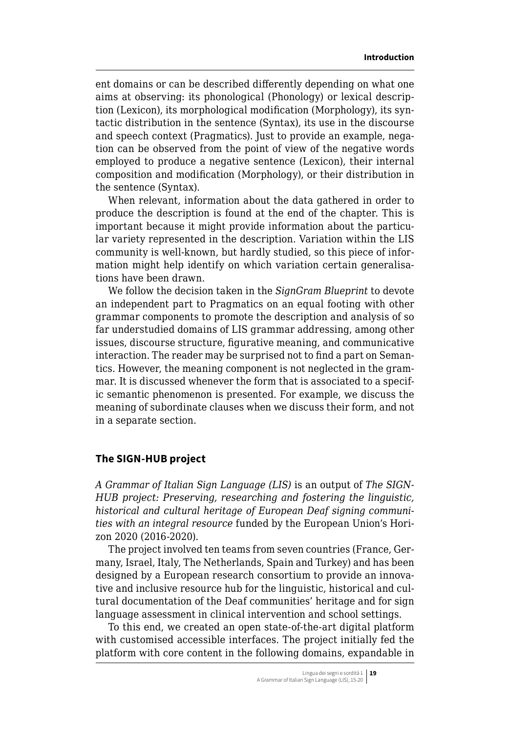ent domains or can be described differently depending on what one aims at observing: its phonological (Phonology) or lexical description (Lexicon), its morphological modification (Morphology), its syntactic distribution in the sentence (Syntax), its use in the discourse and speech context (Pragmatics). Just to provide an example, negation can be observed from the point of view of the negative words employed to produce a negative sentence (Lexicon), their internal composition and modification (Morphology), or their distribution in the sentence (Syntax).

When relevant, information about the data gathered in order to produce the description is found at the end of the chapter. This is important because it might provide information about the particular variety represented in the description. Variation within the LIS community is well-known, but hardly studied, so this piece of information might help identify on which variation certain generalisations have been drawn.

We follow the decision taken in the *SignGram Blueprint* to devote an independent part to Pragmatics on an equal footing with other grammar components to promote the description and analysis of so far understudied domains of LIS grammar addressing, among other issues, discourse structure, figurative meaning, and communicative interaction. The reader may be surprised not to find a part on Semantics. However, the meaning component is not neglected in the grammar. It is discussed whenever the form that is associated to a specific semantic phenomenon is presented. For example, we discuss the meaning of subordinate clauses when we discuss their form, and not in a separate section.

## The SIGN-HUB project

*A Grammar of Italian Sign Language (LIS)* is an output of *The SIGN-HUB project: Preserving, researching and fostering the linguistic, historical and cultural heritage of European Deaf signing communities with an integral resource* funded by the European Union's Horizon 2020 (2016-2020).

The project involved ten teams from seven countries (France, Germany, Israel, Italy, The Netherlands, Spain and Turkey) and has been designed by a European research consortium to provide an innovative and inclusive resource hub for the linguistic, historical and cultural documentation of the Deaf communities' heritage and for sign language assessment in clinical intervention and school settings.

To this end, we created an open state-of-the-art digital platform with customised accessible interfaces. The project initially fed the platform with core content in the following domains, expandable in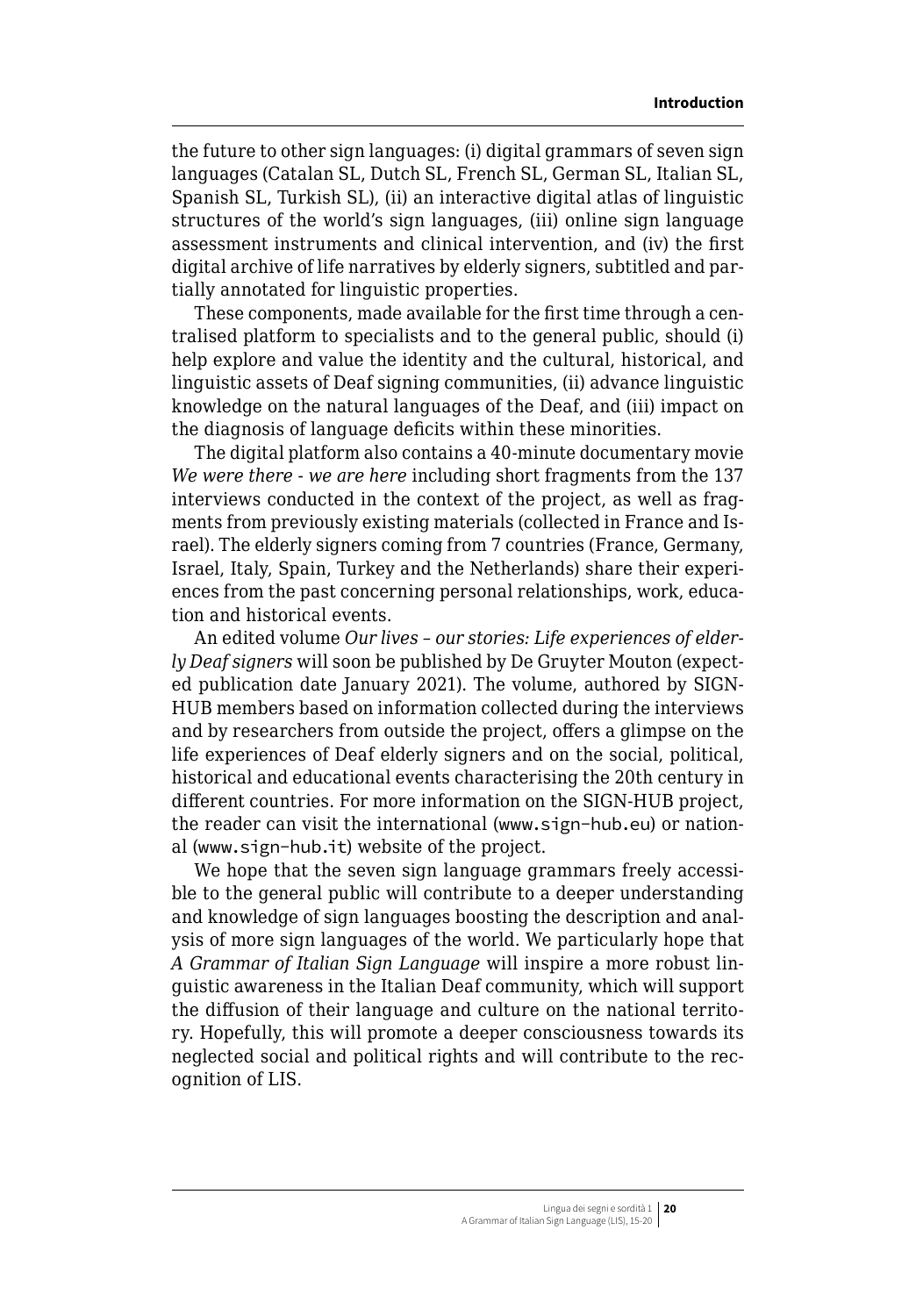the future to other sign languages: (i) digital grammars of seven sign languages (Catalan SL, Dutch SL, French SL, German SL, Italian SL, Spanish SL, Turkish SL), (ii) an interactive digital atlas of linguistic structures of the world's sign languages, (iii) online sign language assessment instruments and clinical intervention, and (iv) the first digital archive of life narratives by elderly signers, subtitled and partially annotated for linguistic properties.

These components, made available for the first time through a centralised platform to specialists and to the general public, should (i) help explore and value the identity and the cultural, historical, and linguistic assets of Deaf signing communities, (ii) advance linguistic knowledge on the natural languages of the Deaf, and (iii) impact on the diagnosis of language deficits within these minorities.

The digital platform also contains a 40-minute documentary movie *We were there - we are here* including short fragments from the 137 interviews conducted in the context of the project, as well as fragments from previously existing materials (collected in France and Israel). The elderly signers coming from 7 countries (France, Germany, Israel, Italy, Spain, Turkey and the Netherlands) share their experiences from the past concerning personal relationships, work, education and historical events.

An edited volume *Our lives – our stories: Life experiences of elderly Deaf signers* will soon be published by De Gruyter Mouton (expected publication date January 2021). The volume, authored by SIGN-HUB members based on information collected during the interviews and by researchers from outside the project, offers a glimpse on the life experiences of Deaf elderly signers and on the social, political, historical and educational events characterising the 20th century in different countries. For more information on the SIGN-HUB project, the reader can visit the international (www.sign-hub.eu) or national (www.sign-hub.it) website of the project.

We hope that the seven sign language grammars freely accessible to the general public will contribute to a deeper understanding and knowledge of sign languages boosting the description and analysis of more sign languages of the world. We particularly hope that *A Grammar of Italian Sign Language* will inspire a more robust linguistic awareness in the Italian Deaf community, which will support the diffusion of their language and culture on the national territory. Hopefully, this will promote a deeper consciousness towards its neglected social and political rights and will contribute to the recognition of LIS.